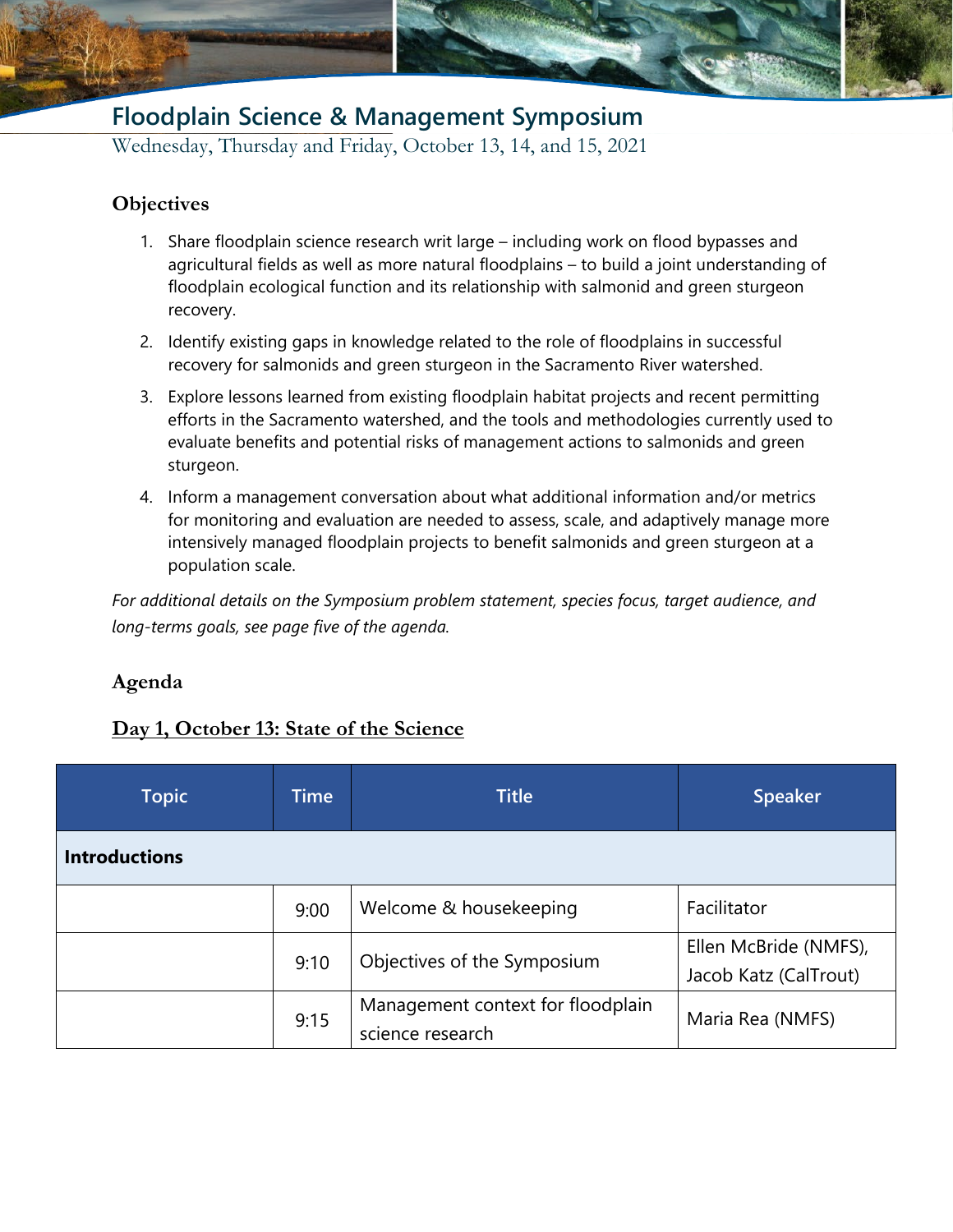# Floodplain Science & Management Symposium

Wednesday, Thursday and Friday, October 13, 14, and 15, 2021

## Objectives

1. Share floodplain science research writ large – including work on flood bypasses and agricultural fields as well as more natural floodplains – to build a joint understanding of floodplain ecological function and its relationship with salmonid and green sturgeon recovery.
2. Identify existing gaps in knowledge related to the role of floodplains in successful recovery for salmonids and green sturgeon in the Sacramento River watershed.
3. Explore lessons learned from existing floodplain habitat projects and recent permitting efforts in the Sacramento watershed, and the tools and methodologies currently used to evaluate benefits and potential risks of management actions to salmonids and green sturgeon.
4. Inform a management conversation about what additional information and/or metrics for monitoring and evaluation are needed to assess, scale, and adaptively manage more intensively managed floodplain projects to benefit salmonids and green sturgeon at a population scale.

*For additional details on the Symposium problem statement, species focus, target audience, and long-terms goals, see page five of the agenda.*

## Agenda

### Day 1, October 13: State of the Science

| Topic | Time | Title | Speaker |
|---|---|---|---|
| **Introductions** | | | |
| | 9:00 | Welcome & housekeeping | Facilitator |
| | 9:10 | Objectives of the Symposium | Ellen McBride (NMFS), Jacob Katz (CalTrout) |
| | 9:15 | Management context for floodplain science research | Maria Rea (NMFS) |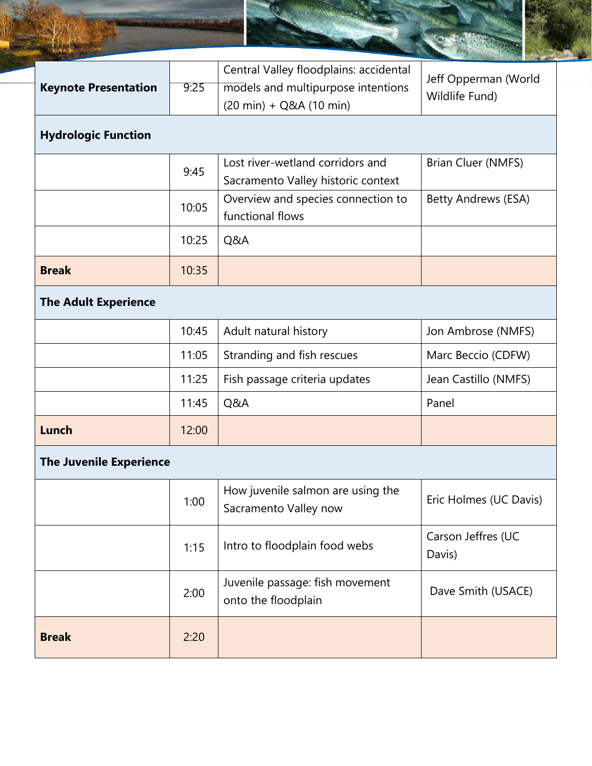| | | | |
|---|---|---|---|
| **Keynote Presentation** | 9:25 | Central Valley floodplains: accidental models and multipurpose intentions (20 min) + Q&A (10 min) | Jeff Opperman (World Wildlife Fund) |
| **Hydrologic Function** | | | |
| | 9:45 | Lost river-wetland corridors and Sacramento Valley historic context | Brian Cluer (NMFS) |
| | 10:05 | Overview and species connection to functional flows | Betty Andrews (ESA) |
| | 10:25 | Q&A | |
| **Break** | 10:35 | | |
| **The Adult Experience** | | | |
| | 10:45 | Adult natural history | Jon Ambrose (NMFS) |
| | 11:05 | Stranding and fish rescues | Marc Beccio (CDFW) |
| | 11:25 | Fish passage criteria updates | Jean Castillo (NMFS) |
| | 11:45 | Q&A | Panel |
| **Lunch** | 12:00 | | |
| **The Juvenile Experience** | | | |
| | 1:00 | How juvenile salmon are using the Sacramento Valley now | Eric Holmes (UC Davis) |
| | 1:15 | Intro to floodplain food webs | Carson Jeffres (UC Davis) |
| | 2:00 | Juvenile passage: fish movement onto the floodplain | Dave Smith (USACE) |
| **Break** | 2:20 | | |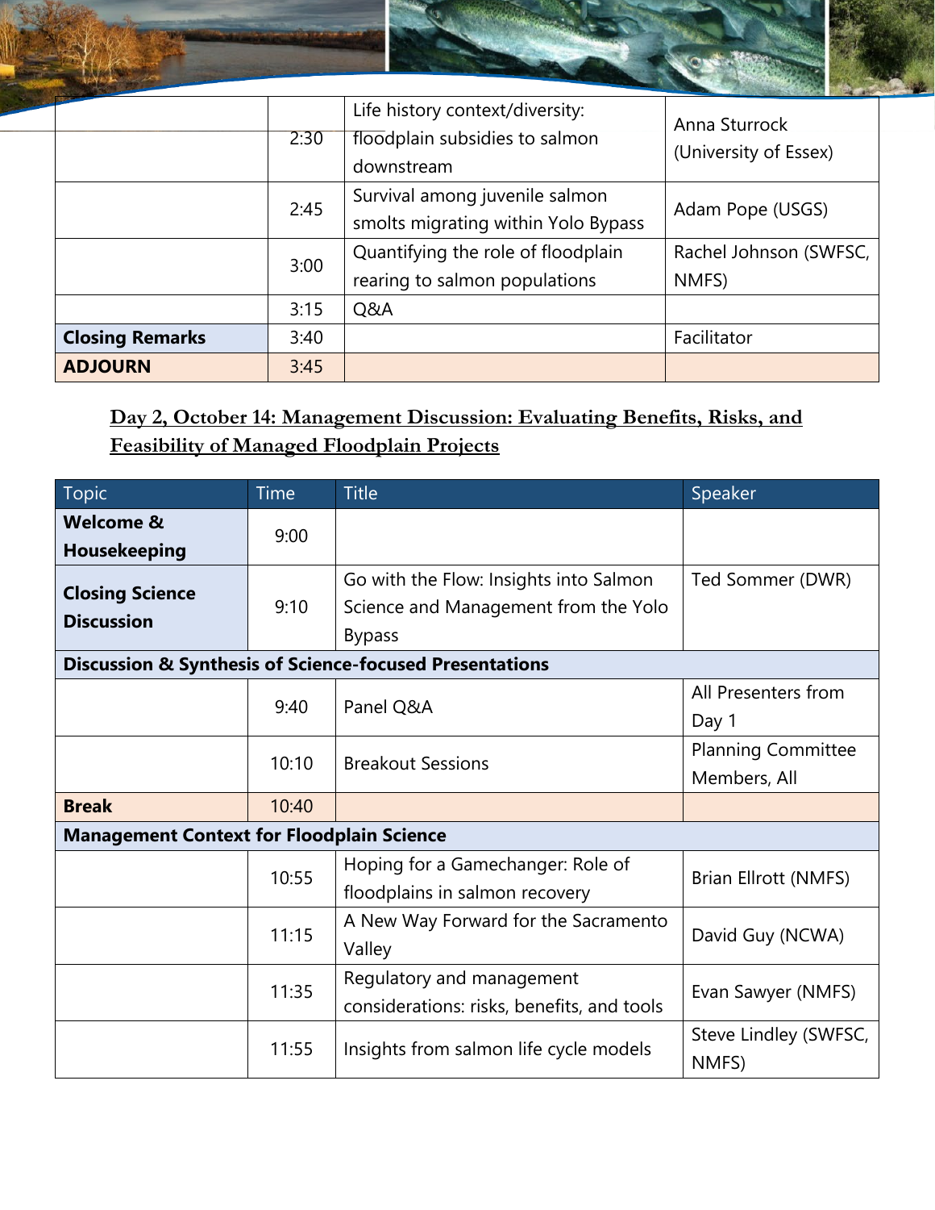|  |  |  |  |
|---|---|---|---|
|  | 2:30 | Life history context/diversity: floodplain subsidies to salmon downstream | Anna Sturrock (University of Essex) |
|  | 2:45 | Survival among juvenile salmon smolts migrating within Yolo Bypass | Adam Pope (USGS) |
|  | 3:00 | Quantifying the role of floodplain rearing to salmon populations | Rachel Johnson (SWFSC, NMFS) |
|  | 3:15 | Q&A |  |
| **Closing Remarks** | 3:40 |  | Facilitator |
| **ADJOURN** | 3:45 |  |  |

## Day 2, October 14: Management Discussion: Evaluating Benefits, Risks, and Feasibility of Managed Floodplain Projects

| Topic | Time | Title | Speaker |
|---|---|---|---|
| **Welcome & Housekeeping** | 9:00 |  |  |
| **Closing Science Discussion** | 9:10 | Go with the Flow: Insights into Salmon Science and Management from the Yolo Bypass | Ted Sommer (DWR) |
| **Discussion & Synthesis of Science-focused Presentations** |  |  |  |
|  | 9:40 | Panel Q&A | All Presenters from Day 1 |
|  | 10:10 | Breakout Sessions | Planning Committee Members, All |
| **Break** | 10:40 |  |  |
| **Management Context for Floodplain Science** |  |  |  |
|  | 10:55 | Hoping for a Gamechanger: Role of floodplains in salmon recovery | Brian Ellrott (NMFS) |
|  | 11:15 | A New Way Forward for the Sacramento Valley | David Guy (NCWA) |
|  | 11:35 | Regulatory and management considerations: risks, benefits, and tools | Evan Sawyer (NMFS) |
|  | 11:55 | Insights from salmon life cycle models | Steve Lindley (SWFSC, NMFS) |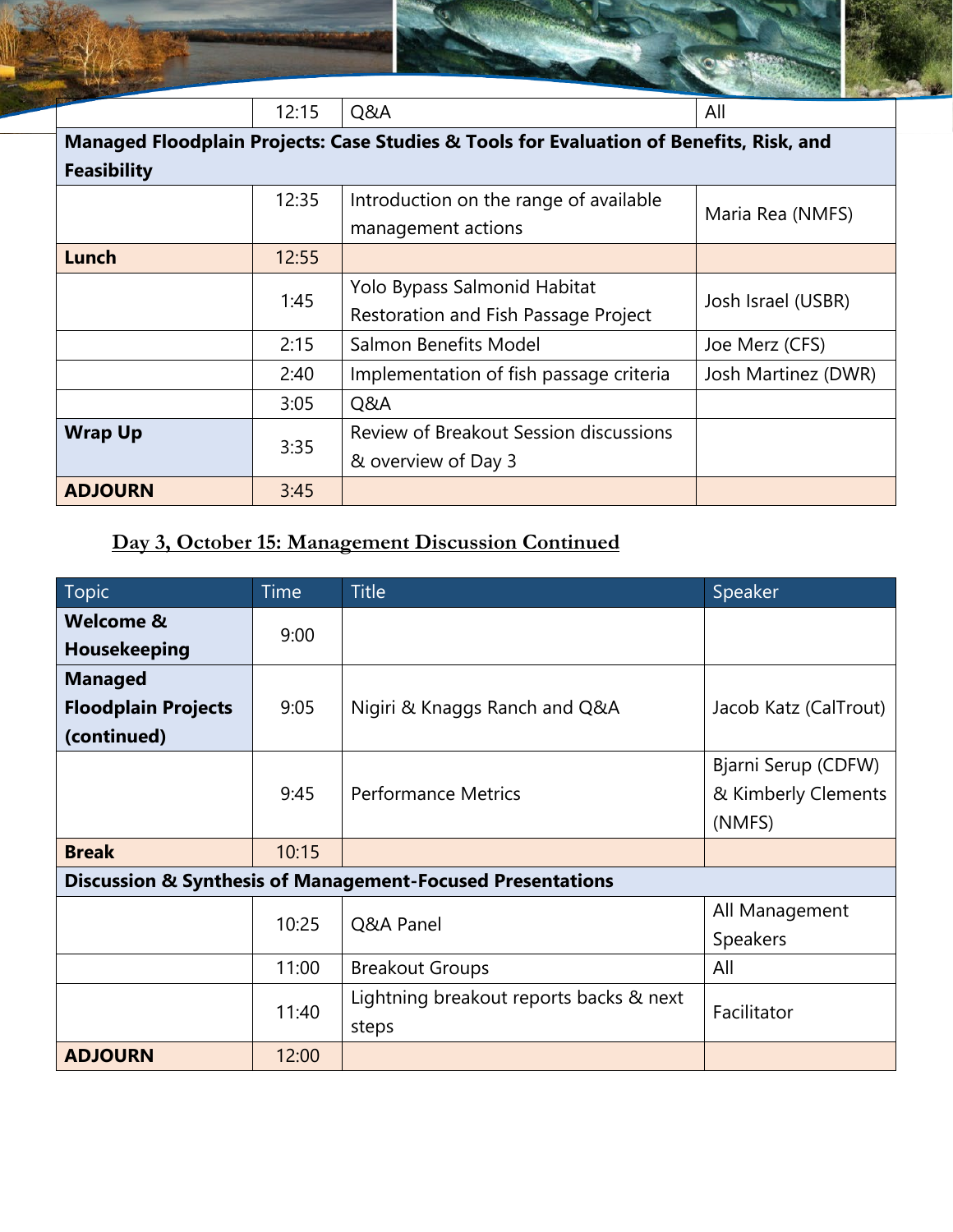| | | | |
|---|---|---|---|
| | 12:15 | Q&A | All |
| **Managed Floodplain Projects: Case Studies & Tools for Evaluation of Benefits, Risk, and Feasibility** | | | |
| | 12:35 | Introduction on the range of available management actions | Maria Rea (NMFS) |
| **Lunch** | 12:55 | | |
| | 1:45 | Yolo Bypass Salmonid Habitat Restoration and Fish Passage Project | Josh Israel (USBR) |
| | 2:15 | Salmon Benefits Model | Joe Merz (CFS) |
| | 2:40 | Implementation of fish passage criteria | Josh Martinez (DWR) |
| | 3:05 | Q&A | |
| **Wrap Up** | 3:35 | Review of Breakout Session discussions & overview of Day 3 | |
| **ADJOURN** | 3:45 | | |

## Day 3, October 15: Management Discussion Continued

| Topic | Time | Title | Speaker |
|---|---|---|---|
| **Welcome & Housekeeping** | 9:00 | | |
| **Managed Floodplain Projects (continued)** | 9:05 | Nigiri & Knaggs Ranch and Q&A | Jacob Katz (CalTrout) |
| | 9:45 | Performance Metrics | Bjarni Serup (CDFW) & Kimberly Clements (NMFS) |
| **Break** | 10:15 | | |
| **Discussion & Synthesis of Management-Focused Presentations** | | | |
| | 10:25 | Q&A Panel | All Management Speakers |
| | 11:00 | Breakout Groups | All |
| | 11:40 | Lightning breakout reports backs & next steps | Facilitator |
| **ADJOURN** | 12:00 | | |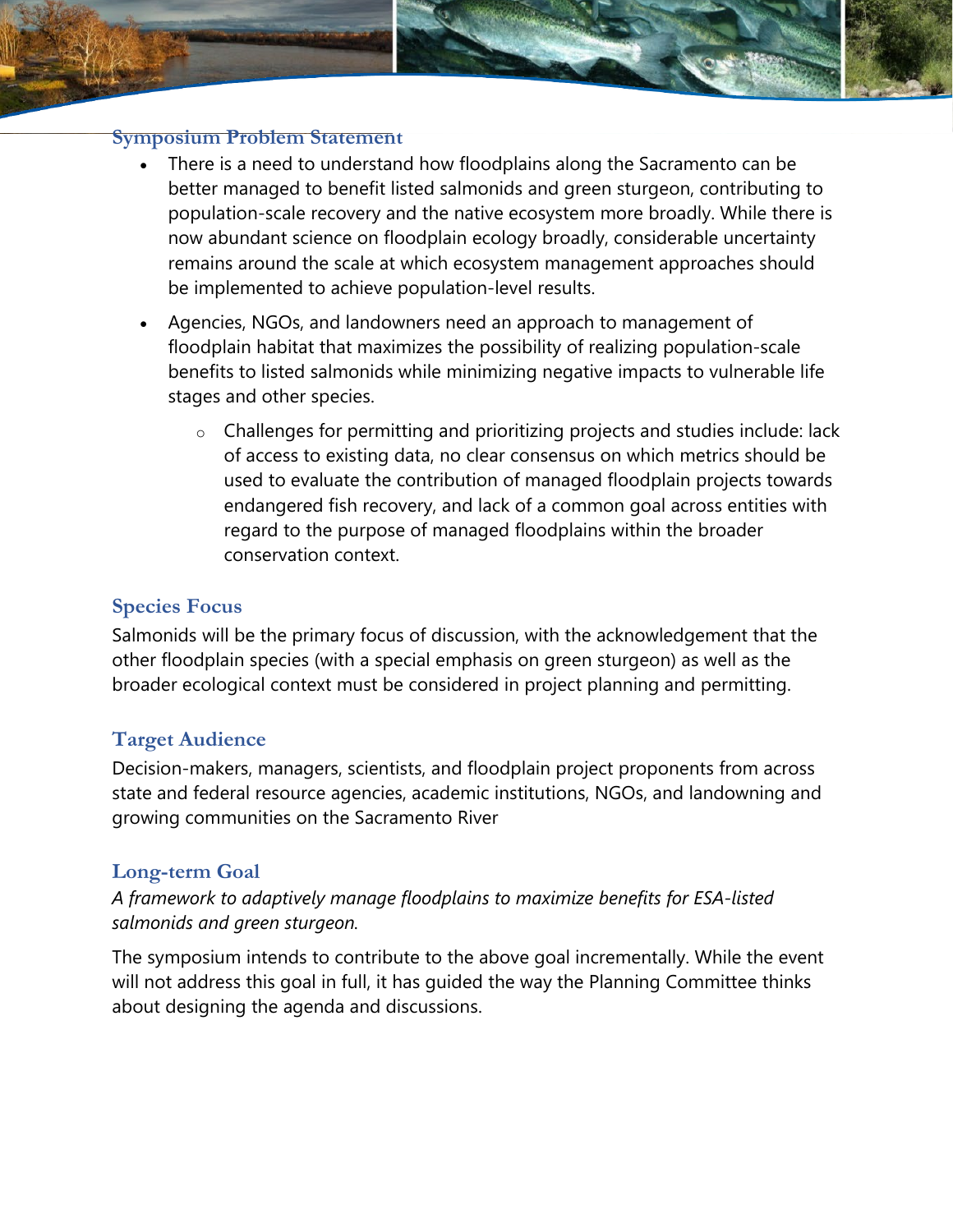## Symposium Problem Statement

- There is a need to understand how floodplains along the Sacramento can be better managed to benefit listed salmonids and green sturgeon, contributing to population-scale recovery and the native ecosystem more broadly. While there is now abundant science on floodplain ecology broadly, considerable uncertainty remains around the scale at which ecosystem management approaches should be implemented to achieve population-level results.
- Agencies, NGOs, and landowners need an approach to management of floodplain habitat that maximizes the possibility of realizing population-scale benefits to listed salmonids while minimizing negative impacts to vulnerable life stages and other species.
    - Challenges for permitting and prioritizing projects and studies include: lack of access to existing data, no clear consensus on which metrics should be used to evaluate the contribution of managed floodplain projects towards endangered fish recovery, and lack of a common goal across entities with regard to the purpose of managed floodplains within the broader conservation context.

## Species Focus

Salmonids will be the primary focus of discussion, with the acknowledgement that the other floodplain species (with a special emphasis on green sturgeon) as well as the broader ecological context must be considered in project planning and permitting.

## Target Audience

Decision-makers, managers, scientists, and floodplain project proponents from across state and federal resource agencies, academic institutions, NGOs, and landowning and growing communities on the Sacramento River

## Long-term Goal

*A framework to adaptively manage floodplains to maximize benefits for ESA-listed salmonids and green sturgeon.*

The symposium intends to contribute to the above goal incrementally. While the event will not address this goal in full, it has guided the way the Planning Committee thinks about designing the agenda and discussions.